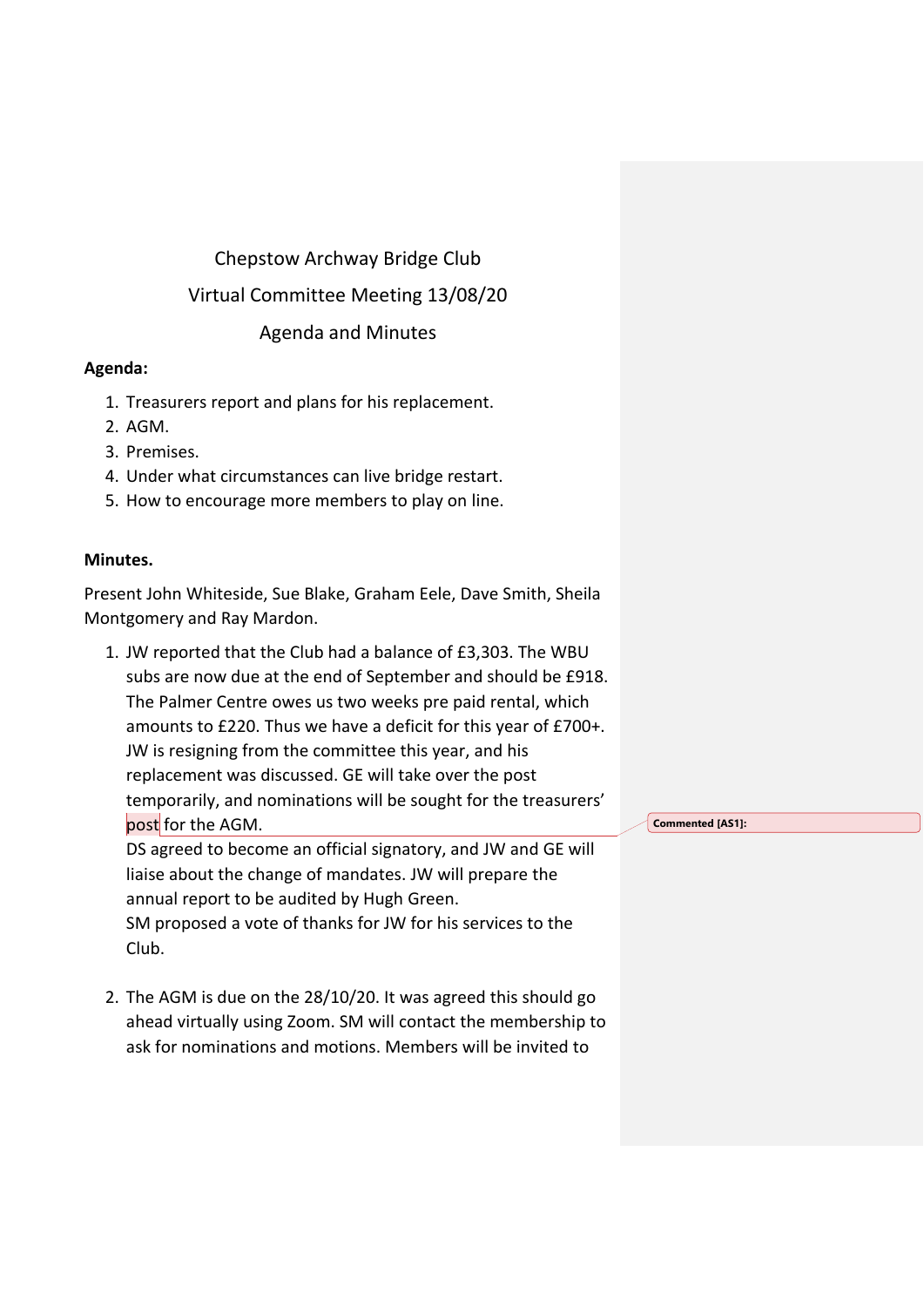Chepstow Archway Bridge Club

Virtual Committee Meeting 13/08/20

Agenda and Minutes

**Agenda:**

1. Treasurers report and plans for his replacement.
2. AGM.
3. Premises.
4. Under what circumstances can live bridge restart.
5. How to encourage more members to play on line.

**Minutes.**

Present John Whiteside, Sue Blake, Graham Eele, Dave Smith, Sheila Montgomery and Ray Mardon.

1. JW reported that the Club had a balance of £3,303. The WBU subs are now due at the end of September and should be £918. The Palmer Centre owes us two weeks pre paid rental, which amounts to £220. Thus we have a deficit for this year of £700+. JW is resigning from the committee this year, and his replacement was discussed. GE will take over the post temporarily, and nominations will be sought for the treasurers' post for the AGM.
   DS agreed to become an official signatory, and JW and GE will liaise about the change of mandates. JW will prepare the annual report to be audited by Hugh Green.
   SM proposed a vote of thanks for JW for his services to the Club.

2. The AGM is due on the 28/10/20. It was agreed this should go ahead virtually using Zoom. SM will contact the membership to ask for nominations and motions. Members will be invited to

Commented [AS1]: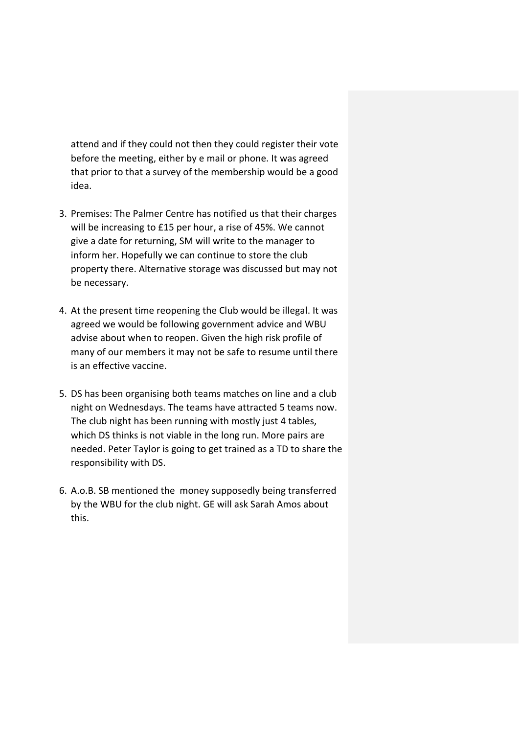attend and if they could not then they could register their vote before the meeting, either by e mail or phone. It was agreed that prior to that a survey of the membership would be a good idea.

3. Premises: The Palmer Centre has notified us that their charges will be increasing to £15 per hour, a rise of 45%. We cannot give a date for returning, SM will write to the manager to inform her. Hopefully we can continue to store the club property there. Alternative storage was discussed but may not be necessary.

4. At the present time reopening the Club would be illegal. It was agreed we would be following government advice and WBU advise about when to reopen. Given the high risk profile of many of our members it may not be safe to resume until there is an effective vaccine.

5. DS has been organising both teams matches on line and a club night on Wednesdays. The teams have attracted 5 teams now. The club night has been running with mostly just 4 tables, which DS thinks is not viable in the long run. More pairs are needed. Peter Taylor is going to get trained as a TD to share the responsibility with DS.

6. A.o.B. SB mentioned the money supposedly being transferred by the WBU for the club night. GE will ask Sarah Amos about this.